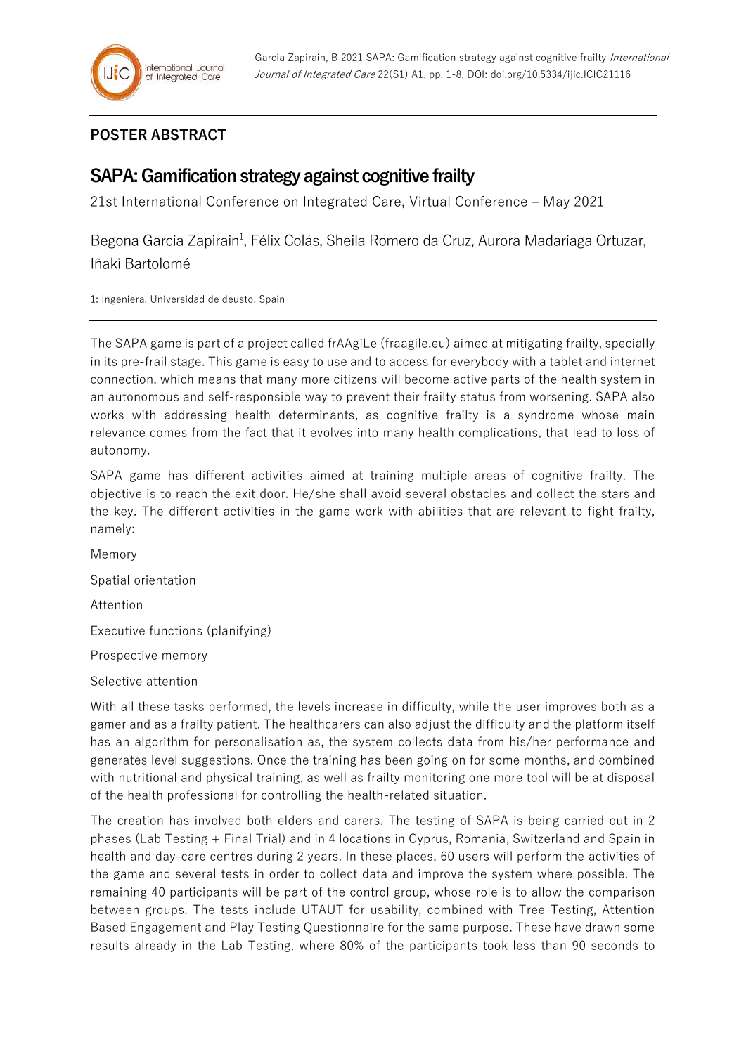**POSTER ABSTRACT**

# SAPA: Gamification strategy against cognitive frailty

21st International Conference on Integrated Care, Virtual Conference – May 2021

Begona Garcia Zapirain[1], Félix Colás, Sheila Romero da Cruz, Aurora Madariaga Ortuzar, Iñaki Bartolomé

1: Ingeniera, Universidad de deusto, Spain

The SAPA game is part of a project called frAAgiLe (fraagile.eu) aimed at mitigating frailty, specially in its pre-frail stage. This game is easy to use and to access for everybody with a tablet and internet connection, which means that many more citizens will become active parts of the health system in an autonomous and self-responsible way to prevent their frailty status from worsening. SAPA also works with addressing health determinants, as cognitive frailty is a syndrome whose main relevance comes from the fact that it evolves into many health complications, that lead to loss of autonomy.

SAPA game has different activities aimed at training multiple areas of cognitive frailty. The objective is to reach the exit door. He/she shall avoid several obstacles and collect the stars and the key. The different activities in the game work with abilities that are relevant to fight frailty, namely:

Memory

Spatial orientation

Attention

Executive functions (planifying)

Prospective memory

Selective attention

With all these tasks performed, the levels increase in difficulty, while the user improves both as a gamer and as a frailty patient. The healthcarers can also adjust the difficulty and the platform itself has an algorithm for personalisation as, the system collects data from his/her performance and generates level suggestions. Once the training has been going on for some months, and combined with nutritional and physical training, as well as frailty monitoring one more tool will be at disposal of the health professional for controlling the health-related situation.

The creation has involved both elders and carers. The testing of SAPA is being carried out in 2 phases (Lab Testing + Final Trial) and in 4 locations in Cyprus, Romania, Switzerland and Spain in health and day-care centres during 2 years. In these places, 60 users will perform the activities of the game and several tests in order to collect data and improve the system where possible. The remaining 40 participants will be part of the control group, whose role is to allow the comparison between groups. The tests include UTAUT for usability, combined with Tree Testing, Attention Based Engagement and Play Testing Questionnaire for the same purpose. These have drawn some results already in the Lab Testing, where 80% of the participants took less than 90 seconds to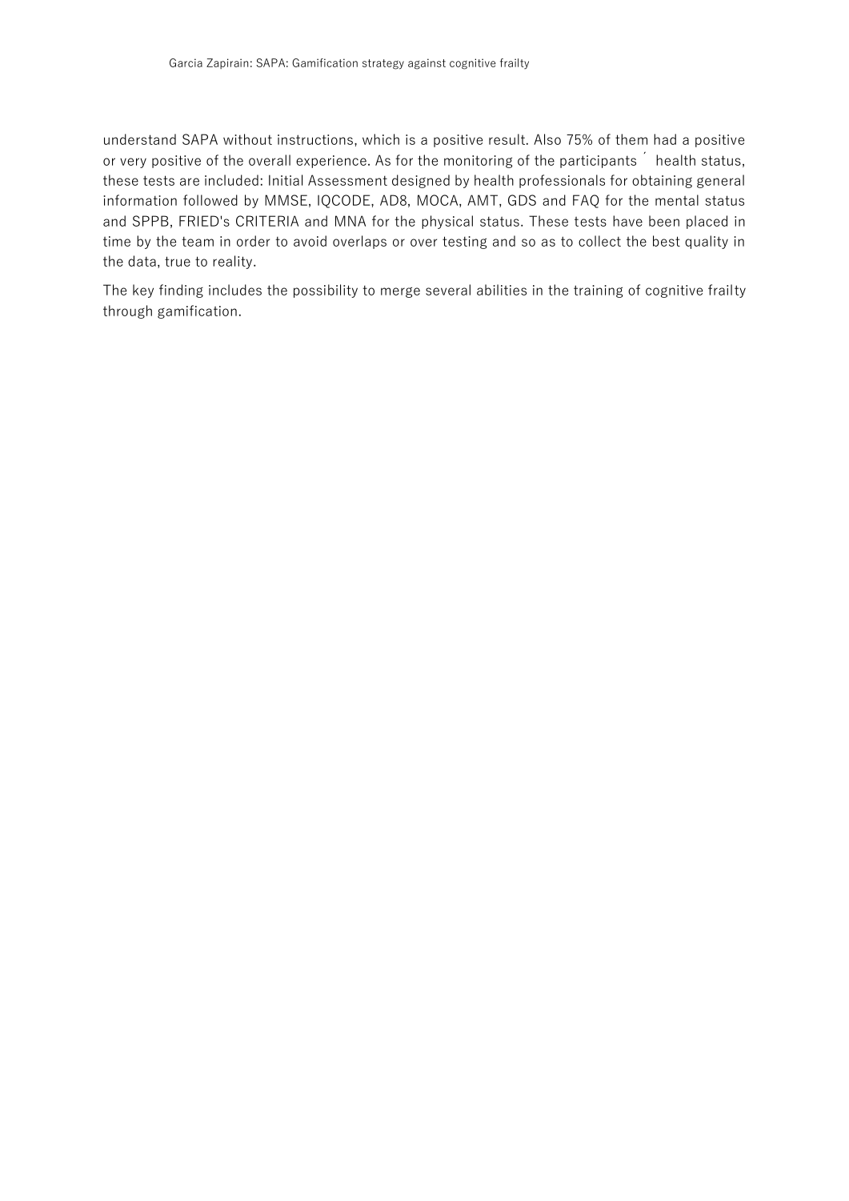understand SAPA without instructions, which is a positive result. Also 75% of them had a positive or very positive of the overall experience. As for the monitoring of the participants ´ health status, these tests are included: Initial Assessment designed by health professionals for obtaining general information followed by MMSE, IQCODE, AD8, MOCA, AMT, GDS and FAQ for the mental status and SPPB, FRIED's CRITERIA and MNA for the physical status. These tests have been placed in time by the team in order to avoid overlaps or over testing and so as to collect the best quality in the data, true to reality.

The key finding includes the possibility to merge several abilities in the training of cognitive frailty through gamification.